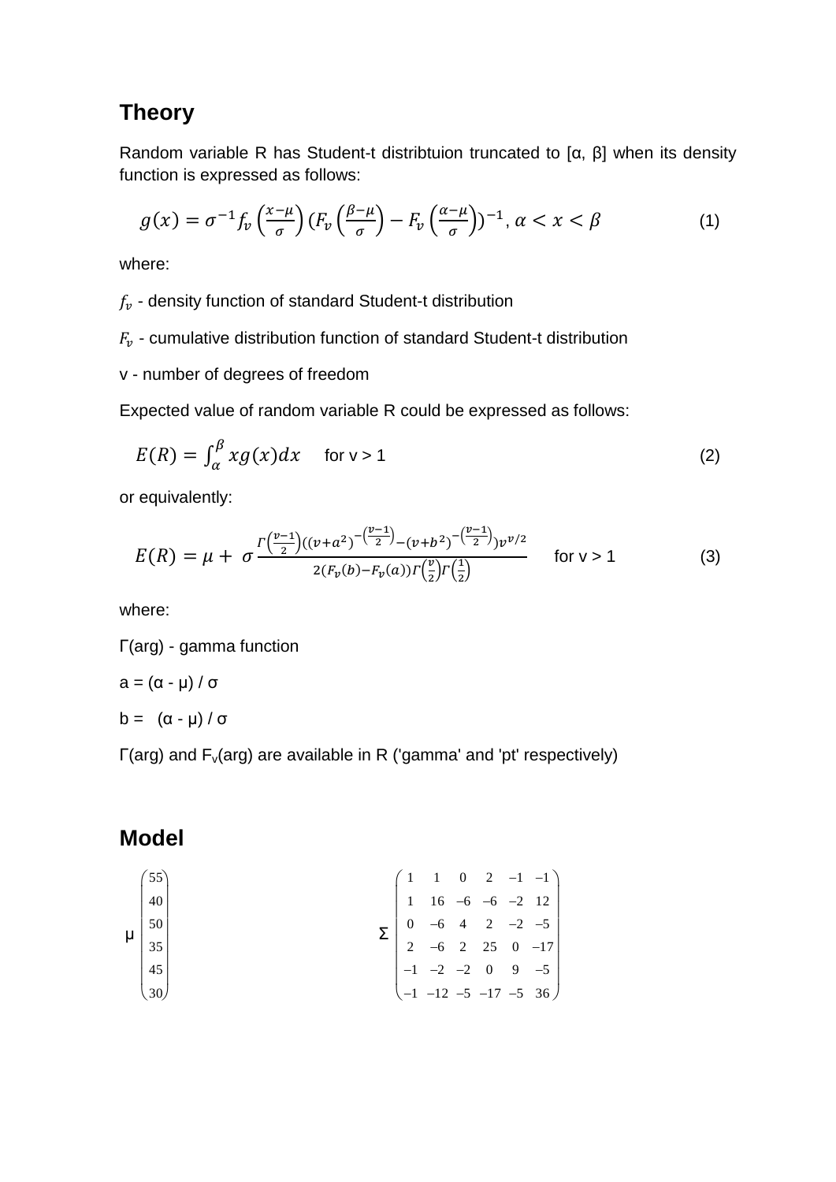## Theory

Random variable R has Student-t distribtuion truncated to [α, β] when its density function is expressed as follows:

$$g(x) = \sigma^{-1} f_v\left(\frac{x-\mu}{\sigma}\right)\left(F_v\left(\frac{\beta-\mu}{\sigma}\right) - F_v\left(\frac{\alpha-\mu}{\sigma}\right)\right)^{-1}, \alpha < x < \beta \qquad (1)$$

where:

$f_v$ - density function of standard Student-t distribution

$F_v$ - cumulative distribution function of standard Student-t distribution

v - number of degrees of freedom

Expected value of random variable R could be expressed as follows:

$$E(R) = \int_{\alpha}^{\beta} x g(x) dx \quad \text{for v > 1} \qquad (2)$$

or equivalently:

$$E(R) = \mu + \sigma \frac{\Gamma\left(\frac{v-1}{2}\right)\left((v+a^2)^{-\left(\frac{v-1}{2}\right)} - (v+b^2)^{-\left(\frac{v-1}{2}\right)}\right) v^{v/2}}{2(F_v(b) - F_v(a))\Gamma\left(\frac{v}{2}\right)\Gamma\left(\frac{1}{2}\right)} \quad \text{for v > 1} \qquad (3)$$

where:

Γ(arg) - gamma function

a = (α - μ) / σ

b = (α - μ) / σ

Γ(arg) and $F_v$(arg) are available in R ('gamma' and 'pt' respectively)

## Model

$$\mu \begin{pmatrix} 55 \\ 40 \\ 50 \\ 35 \\ 45 \\ 30 \end{pmatrix} \qquad \Sigma \begin{pmatrix} 1 & 1 & 0 & 2 & -1 & -1 \\ 1 & 16 & -6 & -6 & -2 & 12 \\ 0 & -6 & 4 & 2 & -2 & -5 \\ 2 & -6 & 2 & 25 & 0 & -17 \\ -1 & -2 & -2 & 0 & 9 & -5 \\ -1 & -12 & -5 & -17 & -5 & 36 \end{pmatrix}$$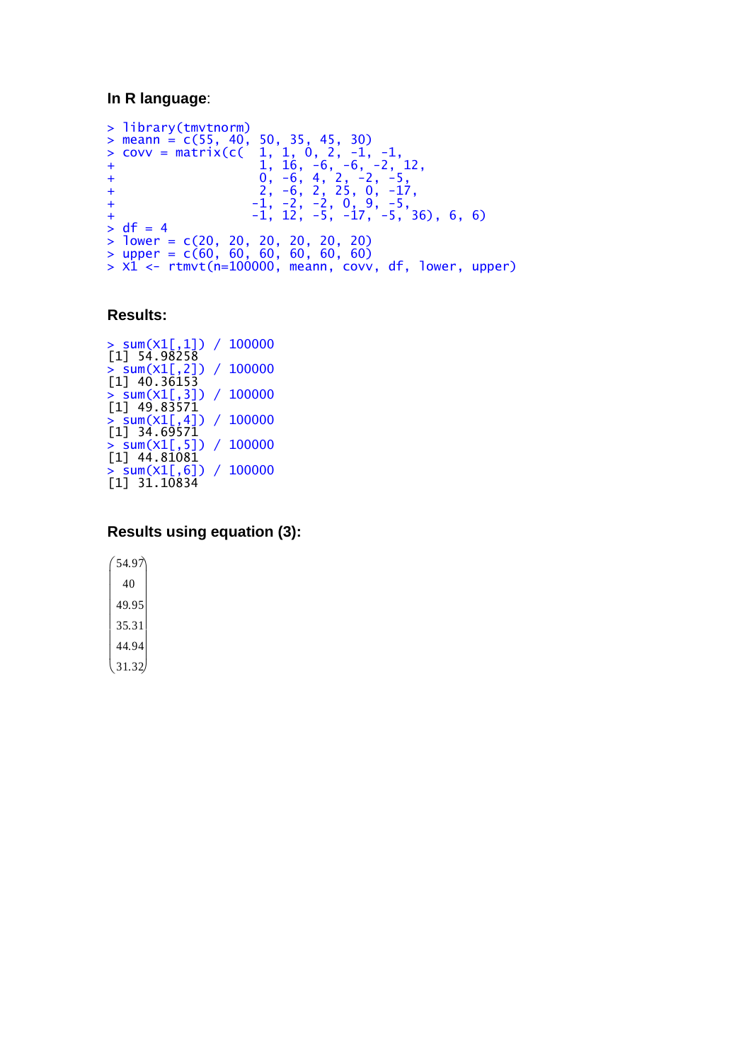**In R language**:

```
> library(tmvtnorm)
> meann = c(55, 40, 50, 35, 45, 30)
> covv = matrix(c(  1, 1, 0, 2, -1, -1,
+                   1, 16, -6, -6, -2, 12,
+                   0, -6, 4, 2, -2, -5,
+                   2, -6, 2, 25, 0, -17,
+                  -1, -2, -2, 0, 9, -5,
+                  -1, 12, -5, -17, -5, 36), 6, 6)
> df = 4
> lower = c(20, 20, 20, 20, 20, 20)
> upper = c(60, 60, 60, 60, 60, 60)
> X1 <- rtmvt(n=100000, meann, covv, df, lower, upper)
```

**Results:**

```
> sum(X1[,1]) / 100000
[1] 54.98258
> sum(X1[,2]) / 100000
[1] 40.36153
> sum(X1[,3]) / 100000
[1] 49.83571
> sum(X1[,4]) / 100000
[1] 34.69571
> sum(X1[,5]) / 100000
[1] 44.81081
> sum(X1[,6]) / 100000
[1] 31.10834
```

**Results using equation (3):**

$$\begin{pmatrix} 54.97 \\ 40 \\ 49.95 \\ 35.31 \\ 44.94 \\ 31.32 \end{pmatrix}$$